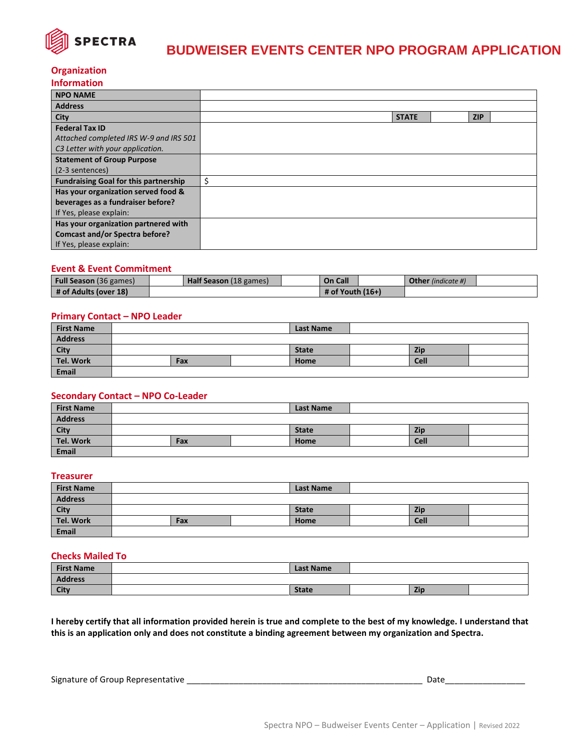SPECTRA

# BUDWEISER EVENTS CENTER NPO PROGRAM APPLICATION

## Organization Information

| | | | | | |
|---|---|---|---|---|---|
| **NPO NAME** | | | | | |
| **Address** | | | | | |
| **City** | | **STATE** | | **ZIP** | |
| **Federal Tax ID**<br>*Attached completed IRS W-9 and IRS 501 C3 Letter with your application.* | | | | | |
| **Statement of Group Purpose**<br>(2-3 sentences) | | | | | |
| **Fundraising Goal for this partnership** | $ | | | | |
| **Has your organization served food & beverages as a fundraiser before?**<br>If Yes, please explain: | | | | | |
| **Has your organization partnered with Comcast and/or Spectra before?**<br>If Yes, please explain: | | | | | |

## Event & Event Commitment

| | | | | | | | |
|---|---|---|---|---|---|---|---|
| **Full Season** (36 games) | | **Half Season** (18 games) | | **On Call** | | **Other** *(indicate #)* | |
| **# of Adults (over 18)** | | | | **# of Youth (16+)** | | | |

## Primary Contact – NPO Leader

| | | | | | |
|---|---|---|---|---|---|
| **First Name** | | | **Last Name** | | |
| **Address** | | | | | |
| **City** | | | **State** | **Zip** | |
| **Tel. Work** | **Fax** | | **Home** | **Cell** | |
| **Email** | | | | | |

## Secondary Contact – NPO Co-Leader

| | | | | | |
|---|---|---|---|---|---|
| **First Name** | | | **Last Name** | | |
| **Address** | | | | | |
| **City** | | | **State** | **Zip** | |
| **Tel. Work** | **Fax** | | **Home** | **Cell** | |
| **Email** | | | | | |

## Treasurer

| | | | | | |
|---|---|---|---|---|---|
| **First Name** | | | **Last Name** | | |
| **Address** | | | | | |
| **City** | | | **State** | **Zip** | |
| **Tel. Work** | **Fax** | | **Home** | **Cell** | |
| **Email** | | | | | |

## Checks Mailed To

| | | | | |
|---|---|---|---|---|
| **First Name** | | **Last Name** | | |
| **Address** | | | | |
| **City** | | **State** | **Zip** | |

**I hereby certify that all information provided herein is true and complete to the best of my knowledge. I understand that this is an application only and does not constitute a binding agreement between my organization and Spectra.**

Signature of Group Representative ___________________________________________________ Date_________________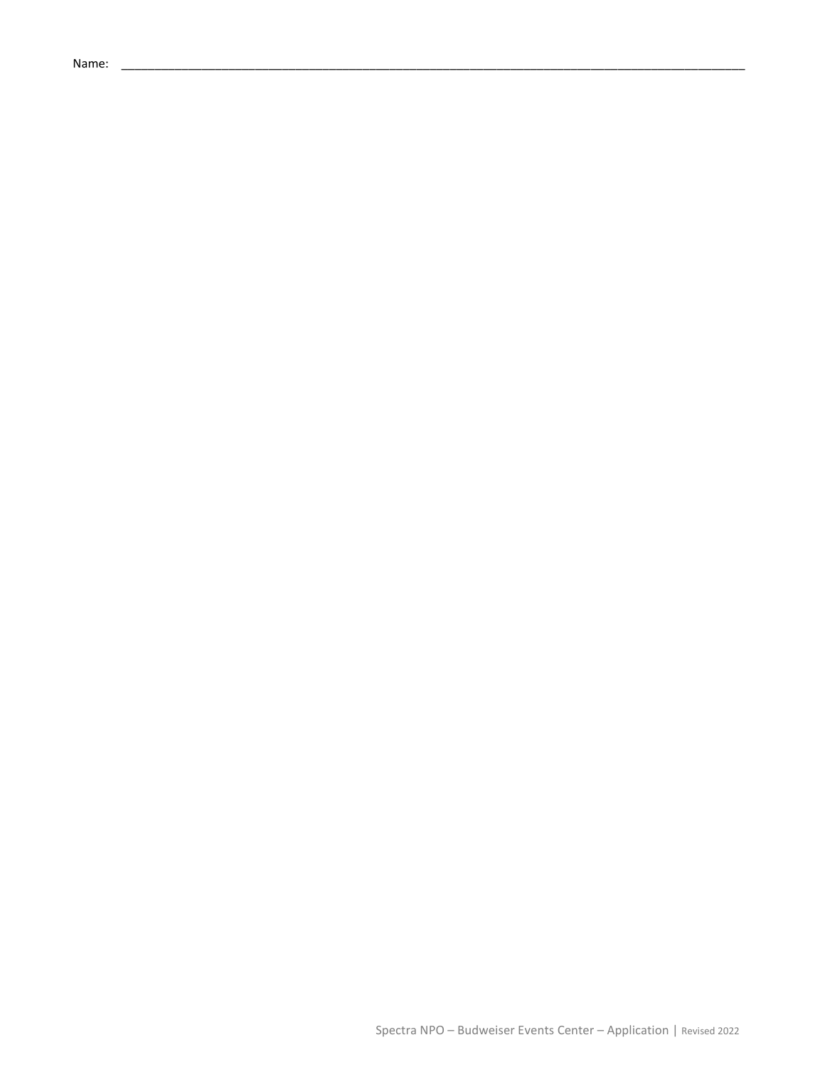Name: ___________________________________________________________________________________________